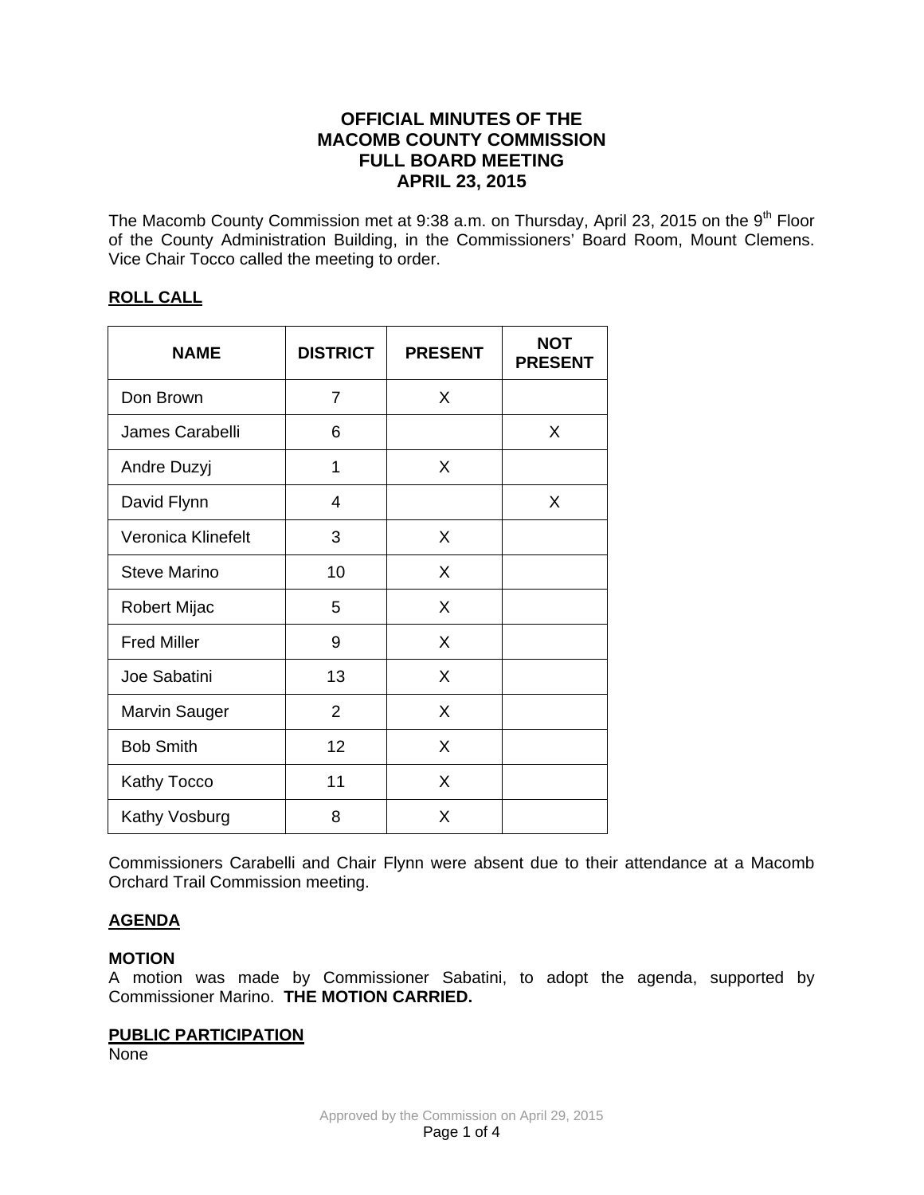# OFFICIAL MINUTES OF THE MACOMB COUNTY COMMISSION FULL BOARD MEETING APRIL 23, 2015

The Macomb County Commission met at 9:38 a.m. on Thursday, April 23, 2015 on the 9th Floor of the County Administration Building, in the Commissioners' Board Room, Mount Clemens. Vice Chair Tocco called the meeting to order.

## ROLL CALL

| NAME | DISTRICT | PRESENT | NOT PRESENT |
|---|---|---|---|
| Don Brown | 7 | X | |
| James Carabelli | 6 | | X |
| Andre Duzyj | 1 | X | |
| David Flynn | 4 | | X |
| Veronica Klinefelt | 3 | X | |
| Steve Marino | 10 | X | |
| Robert Mijac | 5 | X | |
| Fred Miller | 9 | X | |
| Joe Sabatini | 13 | X | |
| Marvin Sauger | 2 | X | |
| Bob Smith | 12 | X | |
| Kathy Tocco | 11 | X | |
| Kathy Vosburg | 8 | X | |

Commissioners Carabelli and Chair Flynn were absent due to their attendance at a Macomb Orchard Trail Commission meeting.

## AGENDA

**MOTION**
A motion was made by Commissioner Sabatini, to adopt the agenda, supported by Commissioner Marino. **THE MOTION CARRIED.**

## PUBLIC PARTICIPATION

None

Approved by the Commission on April 29, 2015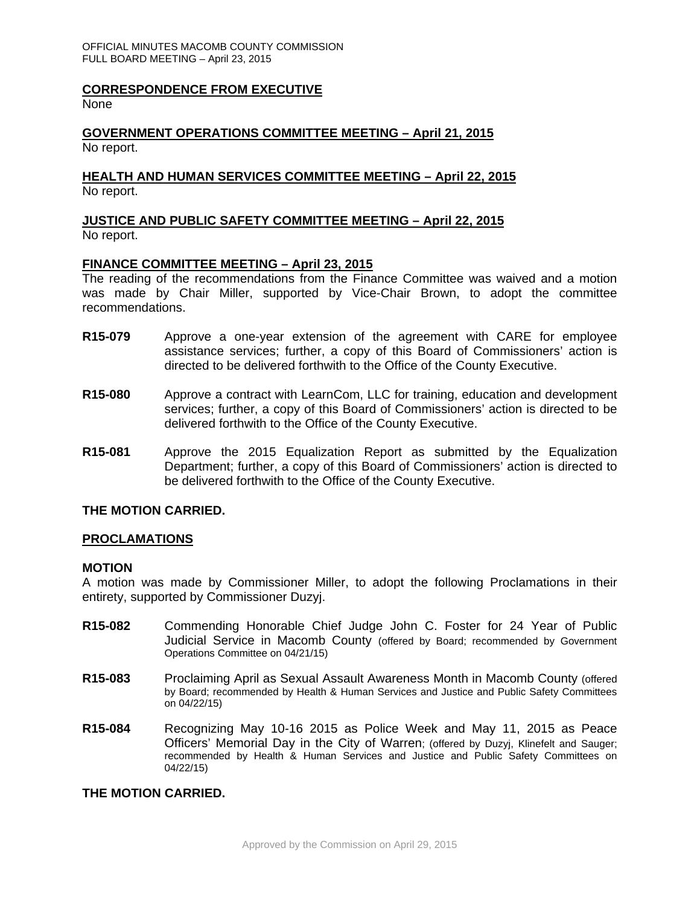## CORRESPONDENCE FROM EXECUTIVE

None

## GOVERNMENT OPERATIONS COMMITTEE MEETING – April 21, 2015

No report.

## HEALTH AND HUMAN SERVICES COMMITTEE MEETING – April 22, 2015

No report.

## JUSTICE AND PUBLIC SAFETY COMMITTEE MEETING – April 22, 2015

No report.

## FINANCE COMMITTEE MEETING – April 23, 2015

The reading of the recommendations from the Finance Committee was waived and a motion was made by Chair Miller, supported by Vice-Chair Brown, to adopt the committee recommendations.

**R15-079** Approve a one-year extension of the agreement with CARE for employee assistance services; further, a copy of this Board of Commissioners' action is directed to be delivered forthwith to the Office of the County Executive.

**R15-080** Approve a contract with LearnCom, LLC for training, education and development services; further, a copy of this Board of Commissioners' action is directed to be delivered forthwith to the Office of the County Executive.

**R15-081** Approve the 2015 Equalization Report as submitted by the Equalization Department; further, a copy of this Board of Commissioners' action is directed to be delivered forthwith to the Office of the County Executive.

**THE MOTION CARRIED.**

## PROCLAMATIONS

**MOTION**

A motion was made by Commissioner Miller, to adopt the following Proclamations in their entirety, supported by Commissioner Duzyj.

**R15-082** Commending Honorable Chief Judge John C. Foster for 24 Year of Public Judicial Service in Macomb County (offered by Board; recommended by Government Operations Committee on 04/21/15)

**R15-083** Proclaiming April as Sexual Assault Awareness Month in Macomb County (offered by Board; recommended by Health & Human Services and Justice and Public Safety Committees on 04/22/15)

**R15-084** Recognizing May 10-16 2015 as Police Week and May 11, 2015 as Peace Officers' Memorial Day in the City of Warren; (offered by Duzyj, Klinefelt and Sauger; recommended by Health & Human Services and Justice and Public Safety Committees on 04/22/15)

**THE MOTION CARRIED.**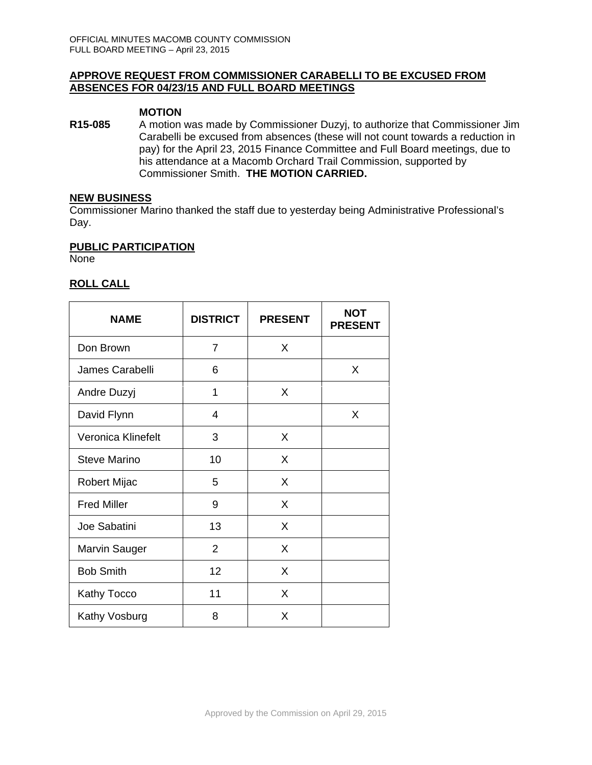**APPROVE REQUEST FROM COMMISSIONER CARABELLI TO BE EXCUSED FROM ABSENCES FOR 04/23/15 AND FULL BOARD MEETINGS**

**MOTION**

**R15-085** A motion was made by Commissioner Duzyj, to authorize that Commissioner Jim Carabelli be excused from absences (these will not count towards a reduction in pay) for the April 23, 2015 Finance Committee and Full Board meetings, due to his attendance at a Macomb Orchard Trail Commission, supported by Commissioner Smith. **THE MOTION CARRIED.**

**NEW BUSINESS**

Commissioner Marino thanked the staff due to yesterday being Administrative Professional's Day.

**PUBLIC PARTICIPATION**

None

**ROLL CALL**

| NAME | DISTRICT | PRESENT | NOT PRESENT |
|---|---|---|---|
| Don Brown | 7 | X | |
| James Carabelli | 6 | | X |
| Andre Duzyj | 1 | X | |
| David Flynn | 4 | | X |
| Veronica Klinefelt | 3 | X | |
| Steve Marino | 10 | X | |
| Robert Mijac | 5 | X | |
| Fred Miller | 9 | X | |
| Joe Sabatini | 13 | X | |
| Marvin Sauger | 2 | X | |
| Bob Smith | 12 | X | |
| Kathy Tocco | 11 | X | |
| Kathy Vosburg | 8 | X | |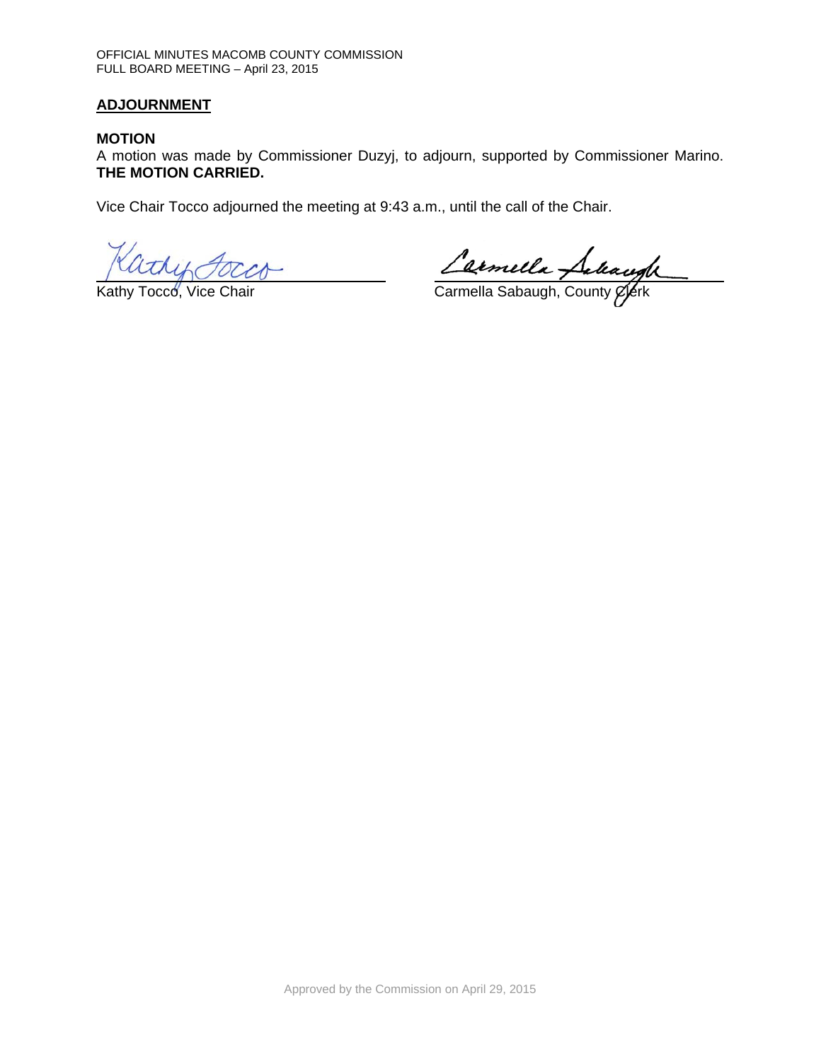## ADJOURNMENT

**MOTION**

A motion was made by Commissioner Duzyj, to adjourn, supported by Commissioner Marino. **THE MOTION CARRIED.**

Vice Chair Tocco adjourned the meeting at 9:43 a.m., until the call of the Chair.

Kathy Tocco, Vice Chair

Carmella Sabaugh, County Clerk

Approved by the Commission on April 29, 2015